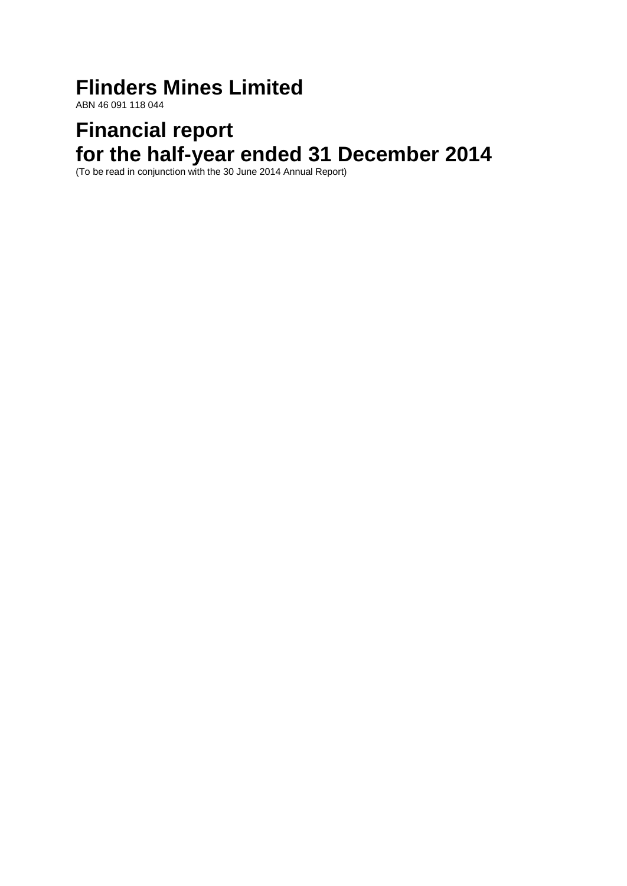# Flinders Mines Limited

ABN 46 091 118 044

# Financial report
# for the half-year ended 31 December 2014

(To be read in conjunction with the 30 June 2014 Annual Report)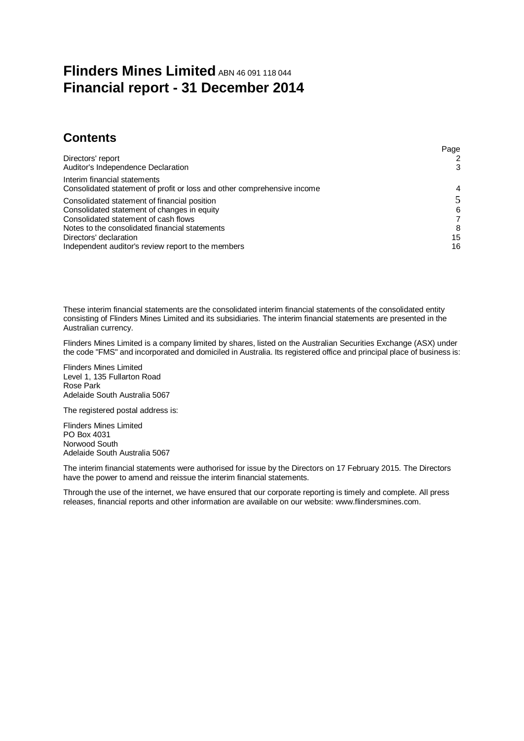# Flinders Mines Limited ABN 46 091 118 044
# Financial report - 31 December 2014

## Contents

| | Page |
|---|---|
| Directors' report | 2 |
| Auditor's Independence Declaration | 3 |
| Interim financial statements | |
| Consolidated statement of profit or loss and other comprehensive income | 4 |
| Consolidated statement of financial position | 5 |
| Consolidated statement of changes in equity | 6 |
| Consolidated statement of cash flows | 7 |
| Notes to the consolidated financial statements | 8 |
| Directors' declaration | 15 |
| Independent auditor's review report to the members | 16 |

These interim financial statements are the consolidated interim financial statements of the consolidated entity consisting of Flinders Mines Limited and its subsidiaries. The interim financial statements are presented in the Australian currency.

Flinders Mines Limited is a company limited by shares, listed on the Australian Securities Exchange (ASX) under the code "FMS" and incorporated and domiciled in Australia. Its registered office and principal place of business is:

Flinders Mines Limited
Level 1, 135 Fullarton Road
Rose Park
Adelaide South Australia 5067

The registered postal address is:

Flinders Mines Limited
PO Box 4031
Norwood South
Adelaide South Australia 5067

The interim financial statements were authorised for issue by the Directors on 17 February 2015. The Directors have the power to amend and reissue the interim financial statements.

Through the use of the internet, we have ensured that our corporate reporting is timely and complete. All press releases, financial reports and other information are available on our website: www.flindersmines.com.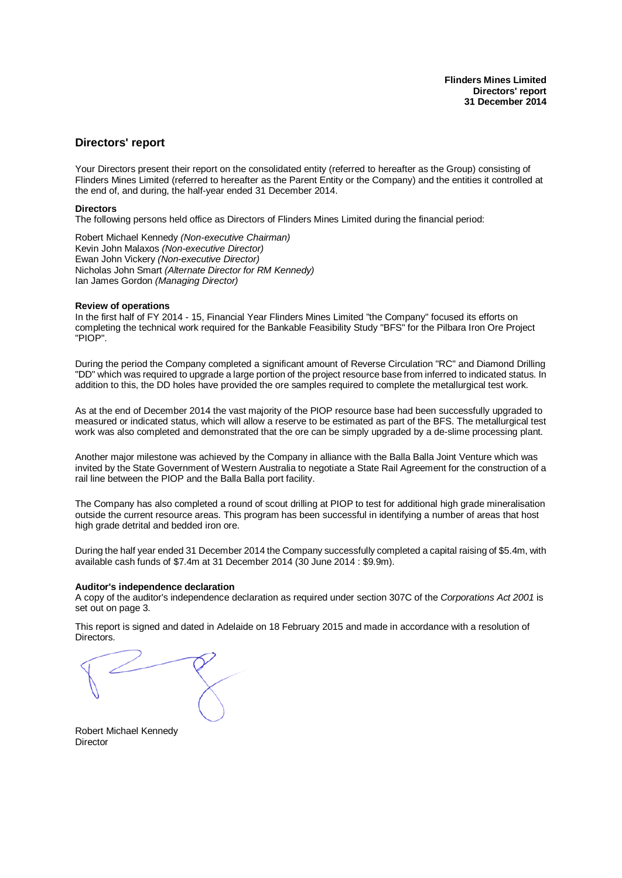# Directors' report

Your Directors present their report on the consolidated entity (referred to hereafter as the Group) consisting of Flinders Mines Limited (referred to hereafter as the Parent Entity or the Company) and the entities it controlled at the end of, and during, the half-year ended 31 December 2014.

**Directors**

The following persons held office as Directors of Flinders Mines Limited during the financial period:

Robert Michael Kennedy *(Non-executive Chairman)*
Kevin John Malaxos *(Non-executive Director)*
Ewan John Vickery *(Non-executive Director)*
Nicholas John Smart *(Alternate Director for RM Kennedy)*
Ian James Gordon *(Managing Director)*

**Review of operations**

In the first half of FY 2014 - 15, Financial Year Flinders Mines Limited "the Company" focused its efforts on completing the technical work required for the Bankable Feasibility Study "BFS" for the Pilbara Iron Ore Project "PIOP".

During the period the Company completed a significant amount of Reverse Circulation "RC" and Diamond Drilling "DD" which was required to upgrade a large portion of the project resource base from inferred to indicated status. In addition to this, the DD holes have provided the ore samples required to complete the metallurgical test work.

As at the end of December 2014 the vast majority of the PIOP resource base had been successfully upgraded to measured or indicated status, which will allow a reserve to be estimated as part of the BFS. The metallurgical test work was also completed and demonstrated that the ore can be simply upgraded by a de-slime processing plant.

Another major milestone was achieved by the Company in alliance with the Balla Balla Joint Venture which was invited by the State Government of Western Australia to negotiate a State Rail Agreement for the construction of a rail line between the PIOP and the Balla Balla port facility.

The Company has also completed a round of scout drilling at PIOP to test for additional high grade mineralisation outside the current resource areas. This program has been successful in identifying a number of areas that host high grade detrital and bedded iron ore.

During the half year ended 31 December 2014 the Company successfully completed a capital raising of $5.4m, with available cash funds of $7.4m at 31 December 2014 (30 June 2014 : $9.9m).

**Auditor's independence declaration**

A copy of the auditor's independence declaration as required under section 307C of the *Corporations Act 2001* is set out on page 3.

This report is signed and dated in Adelaide on 18 February 2015 and made in accordance with a resolution of Directors.

Robert Michael Kennedy
Director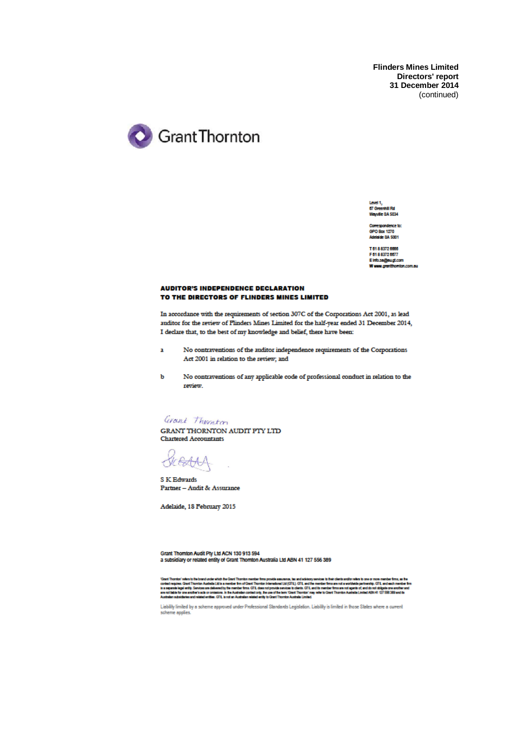Flinders Mines Limited
Directors' report
31 December 2014
(continued)

Level 1,
67 Greenhill Rd
Wayville SA 5034

Correspondence to:
GPO Box 1270
Adelaide SA 5001

T 61 8 8372 6666
F 61 8 8372 6677
E info.sa@au.gt.com
W www.grantthornton.com.au

**AUDITOR'S INDEPENDENCE DECLARATION**
**TO THE DIRECTORS OF FLINDERS MINES LIMITED**

In accordance with the requirements of section 307C of the Corporations Act 2001, as lead auditor for the review of Flinders Mines Limited for the half-year ended 31 December 2014, I declare that, to the best of my knowledge and belief, there have been:

a. No contraventions of the auditor independence requirements of the Corporations Act 2001 in relation to the review; and

b. No contraventions of any applicable code of professional conduct in relation to the review.

Grant Thornton

GRANT THORNTON AUDIT PTY LTD
Chartered Accountants

S K Edwards
Partner – Audit & Assurance

Adelaide, 18 February 2015

Grant Thornton Audit Pty Ltd ACN 130 913 594
a subsidiary or related entity of Grant Thornton Australia Ltd ABN 41 127 556 389

'Grant Thornton' refers to the brand under which the Grant Thornton member firms provide assurance, tax and advisory services to their clients and/or refers to one or more member firms, as the context requires. Grant Thornton Australia Ltd is a member firm of Grant Thornton International Ltd (GTIL). GTIL and the member firms are not a worldwide partnership. GTIL and each member firm is a separate legal entity. Services are delivered by the member firms. GTIL does not provide services to clients. GTIL and its member firms are not agents of, and do not obligate one another and are not liable for one another's acts or omissions. In the Australian context only, the use of the term 'Grant Thornton' may refer to Grant Thornton Australia Limited ABN 41 127 556 389 and its Australian subsidiaries and related entities. GTIL is not an Australian related entity to Grant Thornton Australia Limited.

Liability limited by a scheme approved under Professional Standards Legislation. Liability is limited in those States where a current scheme applies.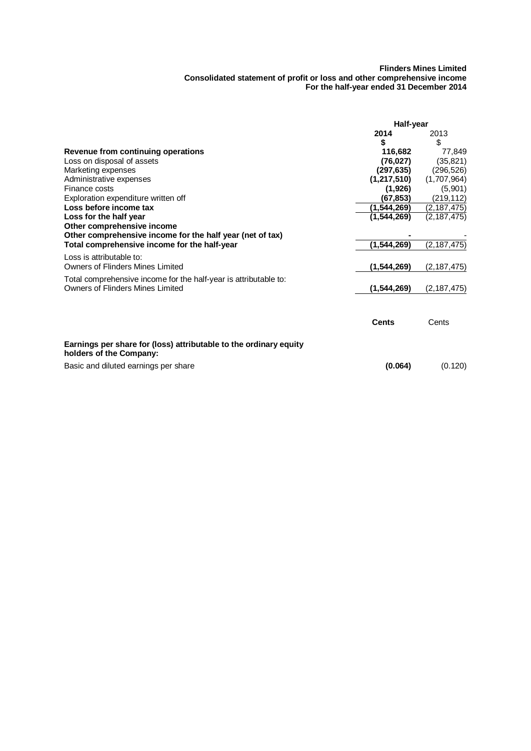**Flinders Mines Limited**
**Consolidated statement of profit or loss and other comprehensive income**
**For the half-year ended 31 December 2014**

| | Half-year | |
|---|---|---|
| | **2014** | 2013 |
| | **$** | $ |
| **Revenue from continuing operations** | **116,682** | 77,849 |
| Loss on disposal of assets | **(76,027)** | (35,821) |
| Marketing expenses | **(297,635)** | (296,526) |
| Administrative expenses | **(1,217,510)** | (1,707,964) |
| Finance costs | **(1,926)** | (5,901) |
| Exploration expenditure written off | **(67,853)** | (219,112) |
| **Loss before income tax** | **(1,544,269)** | (2,187,475) |
| **Loss for the half year** | **(1,544,269)** | (2,187,475) |
| **Other comprehensive income** | | |
| **Other comprehensive income for the half year (net of tax)** | **-** | - |
| **Total comprehensive income for the half-year** | **(1,544,269)** | (2,187,475) |
| Loss is attributable to: | | |
| Owners of Flinders Mines Limited | **(1,544,269)** | (2,187,475) |
| Total comprehensive income for the half-year is attributable to: | | |
| Owners of Flinders Mines Limited | **(1,544,269)** | (2,187,475) |
| | **Cents** | Cents |
| **Earnings per share for (loss) attributable to the ordinary equity holders of the Company:** | | |
| Basic and diluted earnings per share | **(0.064)** | (0.120) |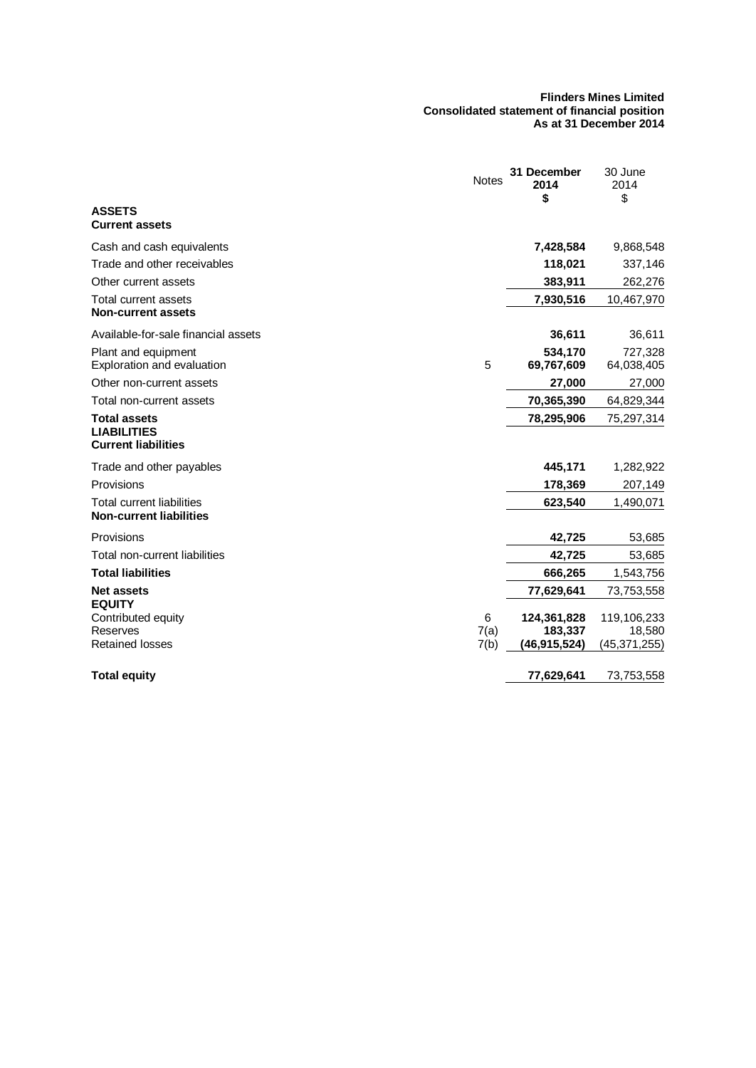**Flinders Mines Limited**
**Consolidated statement of financial position**
**As at 31 December 2014**

| | Notes | 31 December 2014 $ | 30 June 2014 $ |
|---|---|---|---|
| **ASSETS** | | | |
| **Current assets** | | | |
| Cash and cash equivalents | | **7,428,584** | 9,868,548 |
| Trade and other receivables | | **118,021** | 337,146 |
| Other current assets | | **383,911** | 262,276 |
| Total current assets | | **7,930,516** | 10,467,970 |
| **Non-current assets** | | | |
| Available-for-sale financial assets | | **36,611** | 36,611 |
| Plant and equipment | | **534,170** | 727,328 |
| Exploration and evaluation | 5 | **69,767,609** | 64,038,405 |
| Other non-current assets | | **27,000** | 27,000 |
| Total non-current assets | | **70,365,390** | 64,829,344 |
| **Total assets** | | **78,295,906** | 75,297,314 |
| **LIABILITIES** | | | |
| **Current liabilities** | | | |
| Trade and other payables | | **445,171** | 1,282,922 |
| Provisions | | **178,369** | 207,149 |
| Total current liabilities | | **623,540** | 1,490,071 |
| **Non-current liabilities** | | | |
| Provisions | | **42,725** | 53,685 |
| Total non-current liabilities | | **42,725** | 53,685 |
| **Total liabilities** | | **666,265** | 1,543,756 |
| **Net assets** | | **77,629,641** | 73,753,558 |
| **EQUITY** | | | |
| Contributed equity | 6 | **124,361,828** | 119,106,233 |
| Reserves | 7(a) | **183,337** | 18,580 |
| Retained losses | 7(b) | **(46,915,524)** | (45,371,255) |
| **Total equity** | | **77,629,641** | 73,753,558 |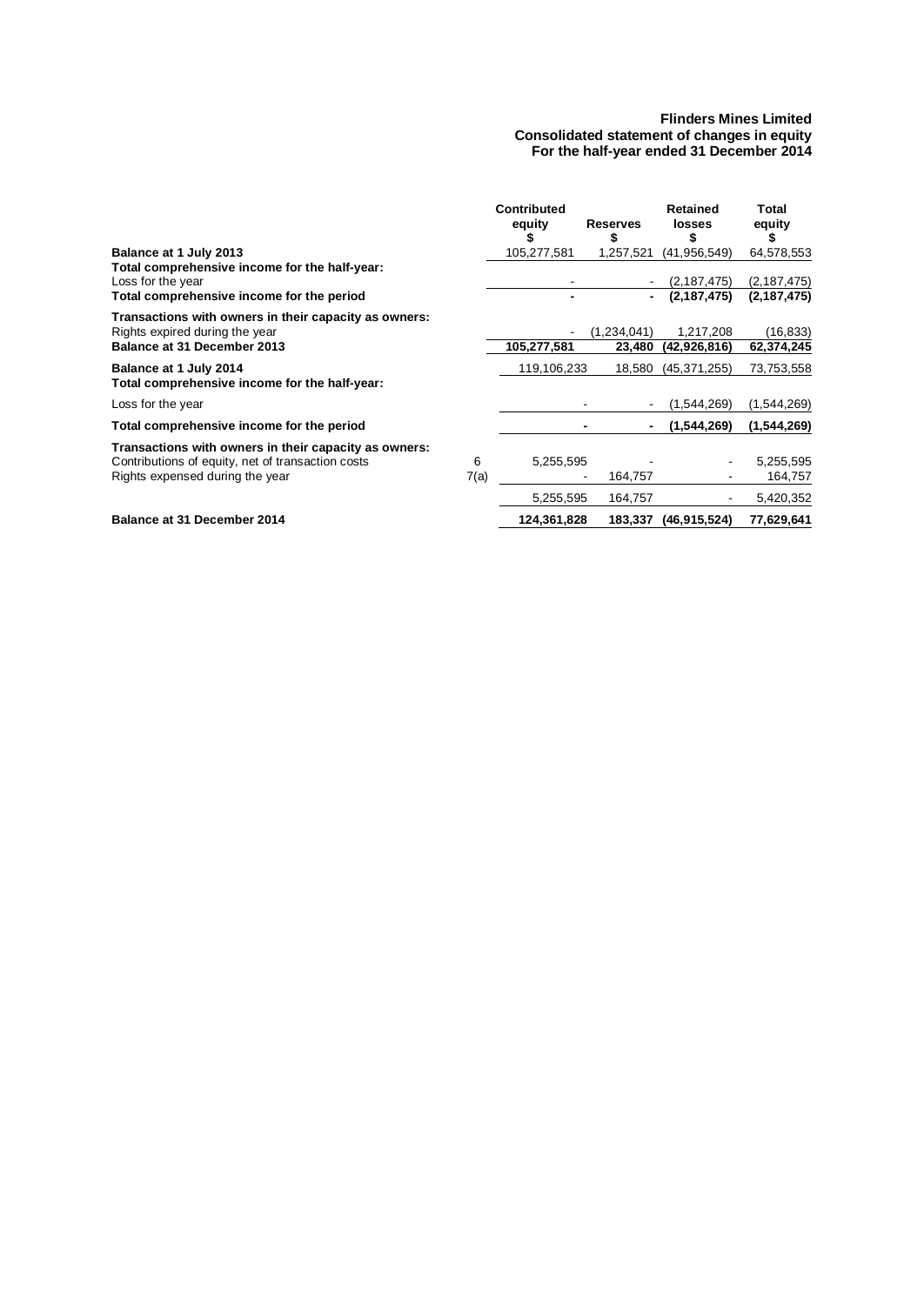**Flinders Mines Limited**
**Consolidated statement of changes in equity**
**For the half-year ended 31 December 2014**

| | | Contributed equity $ | Reserves $ | Retained losses $ | Total equity $ |
|---|---|---|---|---|---|
| **Balance at 1 July 2013** | | 105,277,581 | 1,257,521 | (41,956,549) | 64,578,553 |
| **Total comprehensive income for the half-year:** | | | | | |
| Loss for the year | | - | - | (2,187,475) | (2,187,475) |
| **Total comprehensive income for the period** | | **-** | **-** | **(2,187,475)** | **(2,187,475)** |
| **Transactions with owners in their capacity as owners:** | | | | | |
| Rights expired during the year | | - | (1,234,041) | 1,217,208 | (16,833) |
| **Balance at 31 December 2013** | | **105,277,581** | **23,480** | **(42,926,816)** | **62,374,245** |
| **Balance at 1 July 2014** | | 119,106,233 | 18,580 | (45,371,255) | 73,753,558 |
| **Total comprehensive income for the half-year:** | | | | | |
| Loss for the year | | - | - | (1,544,269) | (1,544,269) |
| **Total comprehensive income for the period** | | **-** | **-** | **(1,544,269)** | **(1,544,269)** |
| **Transactions with owners in their capacity as owners:** | | | | | |
| Contributions of equity, net of transaction costs | 6 | 5,255,595 | - | - | 5,255,595 |
| Rights expensed during the year | 7(a) | - | 164,757 | - | 164,757 |
| | | 5,255,595 | 164,757 | - | 5,420,352 |
| **Balance at 31 December 2014** | | **124,361,828** | **183,337** | **(46,915,524)** | **77,629,641** |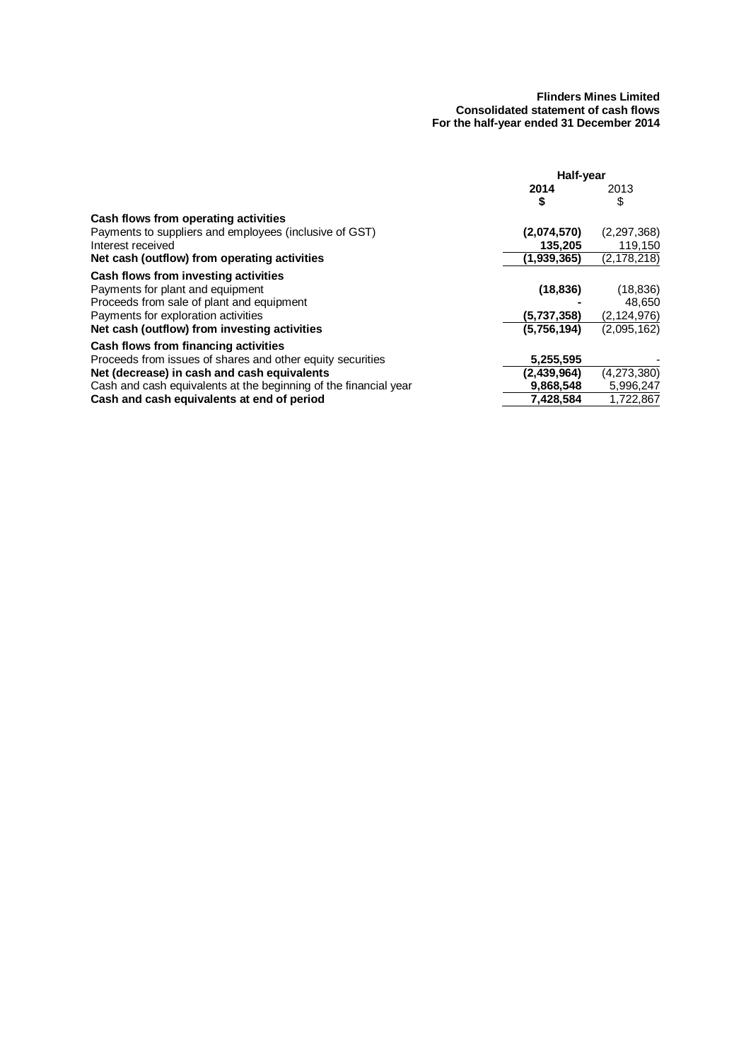**Flinders Mines Limited**
**Consolidated statement of cash flows**
**For the half-year ended 31 December 2014**

| | Half-year | |
|---|---|---|
| | **2014** | 2013 |
| | **$** | $ |
| **Cash flows from operating activities** | | |
| Payments to suppliers and employees (inclusive of GST) | **(2,074,570)** | (2,297,368) |
| Interest received | **135,205** | 119,150 |
| **Net cash (outflow) from operating activities** | **(1,939,365)** | (2,178,218) |
| **Cash flows from investing activities** | | |
| Payments for plant and equipment | **(18,836)** | (18,836) |
| Proceeds from sale of plant and equipment | **-** | 48,650 |
| Payments for exploration activities | **(5,737,358)** | (2,124,976) |
| **Net cash (outflow) from investing activities** | **(5,756,194)** | (2,095,162) |
| **Cash flows from financing activities** | | |
| Proceeds from issues of shares and other equity securities | **5,255,595** | - |
| **Net (decrease) in cash and cash equivalents** | **(2,439,964)** | (4,273,380) |
| Cash and cash equivalents at the beginning of the financial year | **9,868,548** | 5,996,247 |
| **Cash and cash equivalents at end of period** | **7,428,584** | 1,722,867 |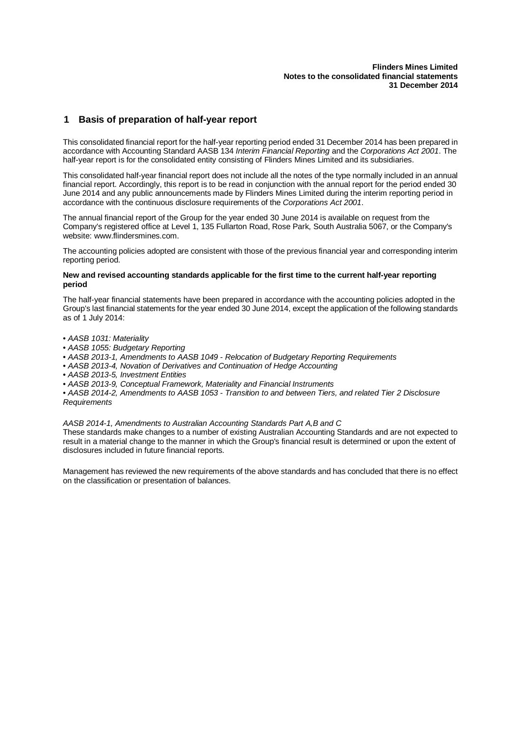# 1 Basis of preparation of half-year report

This consolidated financial report for the half-year reporting period ended 31 December 2014 has been prepared in accordance with Accounting Standard AASB 134 *Interim Financial Reporting* and the *Corporations Act 2001*. The half-year report is for the consolidated entity consisting of Flinders Mines Limited and its subsidiaries.

This consolidated half-year financial report does not include all the notes of the type normally included in an annual financial report. Accordingly, this report is to be read in conjunction with the annual report for the period ended 30 June 2014 and any public announcements made by Flinders Mines Limited during the interim reporting period in accordance with the continuous disclosure requirements of the *Corporations Act 2001*.

The annual financial report of the Group for the year ended 30 June 2014 is available on request from the Company's registered office at Level 1, 135 Fullarton Road, Rose Park, South Australia 5067, or the Company's website: www.flindersmines.com.

The accounting policies adopted are consistent with those of the previous financial year and corresponding interim reporting period.

**New and revised accounting standards applicable for the first time to the current half-year reporting period**

The half-year financial statements have been prepared in accordance with the accounting policies adopted in the Group's last financial statements for the year ended 30 June 2014, except the application of the following standards as of 1 July 2014:

- *AASB 1031: Materiality*
- *AASB 1055: Budgetary Reporting*
- *AASB 2013-1, Amendments to AASB 1049 - Relocation of Budgetary Reporting Requirements*
- *AASB 2013-4, Novation of Derivatives and Continuation of Hedge Accounting*
- *AASB 2013-5, Investment Entities*
- *AASB 2013-9, Conceptual Framework, Materiality and Financial Instruments*
- *AASB 2014-2, Amendments to AASB 1053 - Transition to and between Tiers, and related Tier 2 Disclosure Requirements*

*AASB 2014-1, Amendments to Australian Accounting Standards Part A,B and C*
These standards make changes to a number of existing Australian Accounting Standards and are not expected to result in a material change to the manner in which the Group's financial result is determined or upon the extent of disclosures included in future financial reports.

Management has reviewed the new requirements of the above standards and has concluded that there is no effect on the classification or presentation of balances.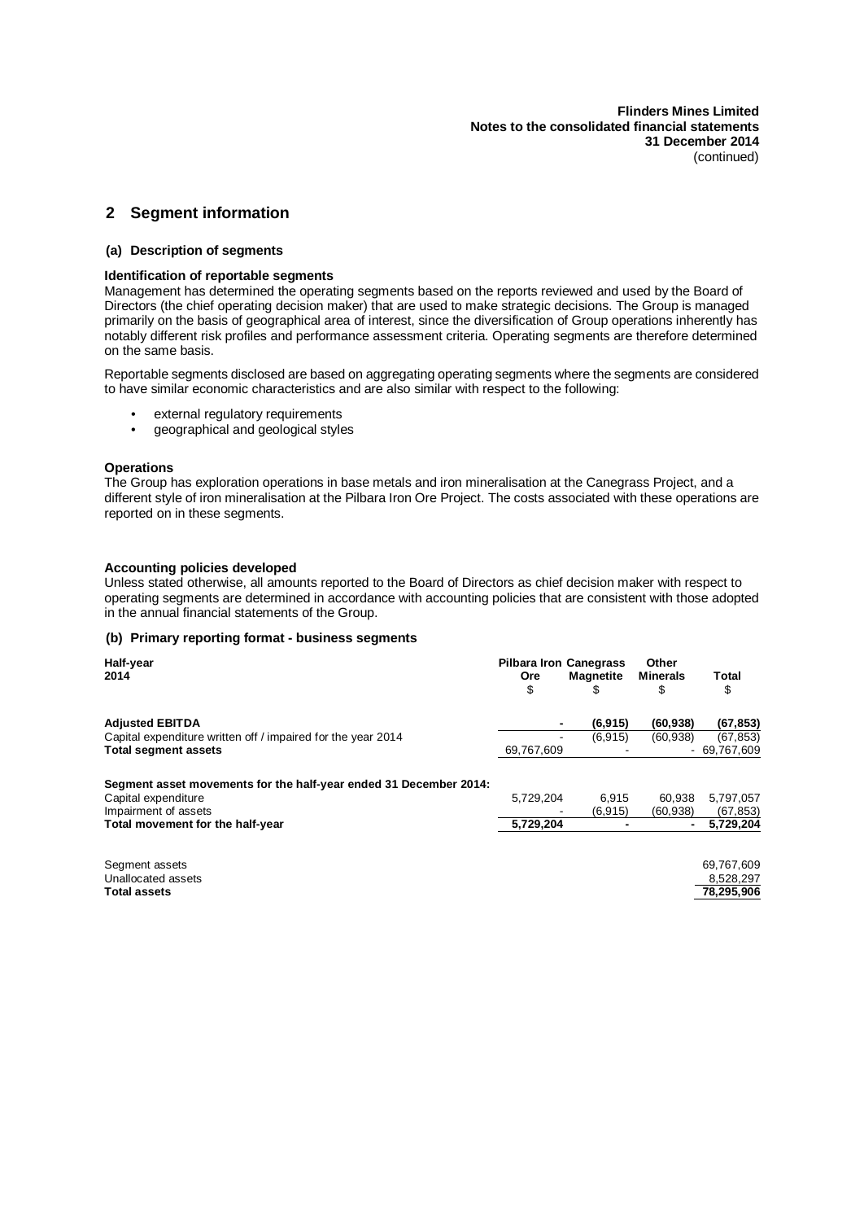## 2 Segment information

### (a) Description of segments

**Identification of reportable segments**

Management has determined the operating segments based on the reports reviewed and used by the Board of Directors (the chief operating decision maker) that are used to make strategic decisions. The Group is managed primarily on the basis of geographical area of interest, since the diversification of Group operations inherently has notably different risk profiles and performance assessment criteria. Operating segments are therefore determined on the same basis.

Reportable segments disclosed are based on aggregating operating segments where the segments are considered to have similar economic characteristics and are also similar with respect to the following:

- external regulatory requirements
- geographical and geological styles

**Operations**

The Group has exploration operations in base metals and iron mineralisation at the Canegrass Project, and a different style of iron mineralisation at the Pilbara Iron Ore Project. The costs associated with these operations are reported on in these segments.

**Accounting policies developed**

Unless stated otherwise, all amounts reported to the Board of Directors as chief decision maker with respect to operating segments are determined in accordance with accounting policies that are consistent with those adopted in the annual financial statements of the Group.

### (b) Primary reporting format - business segments

| **Half-year 2014** | **Pilbara Iron Ore** $ | **Canegrass Magnetite** $ | **Other Minerals** $ | **Total** $ |
|---|---|---|---|---|
| **Adjusted EBITDA** | **-** | **(6,915)** | **(60,938)** | **(67,853)** |
| Capital expenditure written off / impaired for the year 2014 | - | (6,915) | (60,938) | (67,853) |
| **Total segment assets** | 69,767,609 | - | - | 69,767,609 |
| | | | | |
| **Segment asset movements for the half-year ended 31 December 2014:** | | | | |
| Capital expenditure | 5,729,204 | 6,915 | 60,938 | 5,797,057 |
| Impairment of assets | - | (6,915) | (60,938) | (67,853) |
| **Total movement for the half-year** | **5,729,204** | **-** | **-** | **5,729,204** |
| | | | | |
| Segment assets | | | | 69,767,609 |
| Unallocated assets | | | | 8,528,297 |
| **Total assets** | | | | **78,295,906** |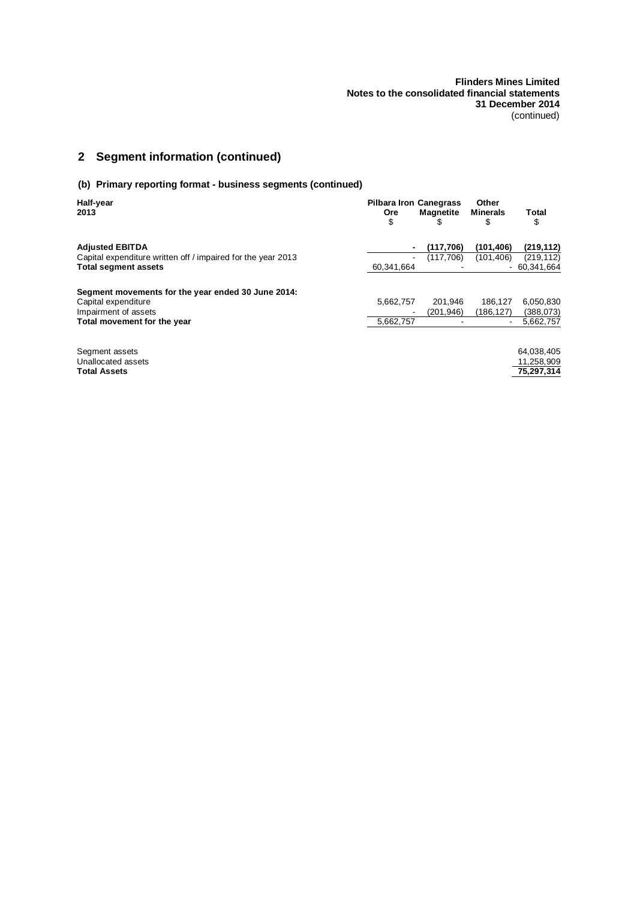## 2 Segment information (continued)

### (b) Primary reporting format - business segments (continued)

| Half-year 2013 | Pilbara Iron Ore $ | Canegrass Magnetite $ | Other Minerals $ | Total $ |
|---|---|---|---|---|
| **Adjusted EBITDA** | **-** | **(117,706)** | **(101,406)** | **(219,112)** |
| Capital expenditure written off / impaired for the year 2013 | - | (117,706) | (101,406) | (219,112) |
| **Total segment assets** | 60,341,664 | - | - | 60,341,664 |
| | | | | |
| **Segment movements for the year ended 30 June 2014:** | | | | |
| Capital expenditure | 5,662,757 | 201,946 | 186,127 | 6,050,830 |
| Impairment of assets | - | (201,946) | (186,127) | (388,073) |
| **Total movement for the year** | 5,662,757 | - | - | 5,662,757 |
| | | | | |
| Segment assets | | | | 64,038,405 |
| Unallocated assets | | | | 11,258,909 |
| **Total Assets** | | | | **75,297,314** |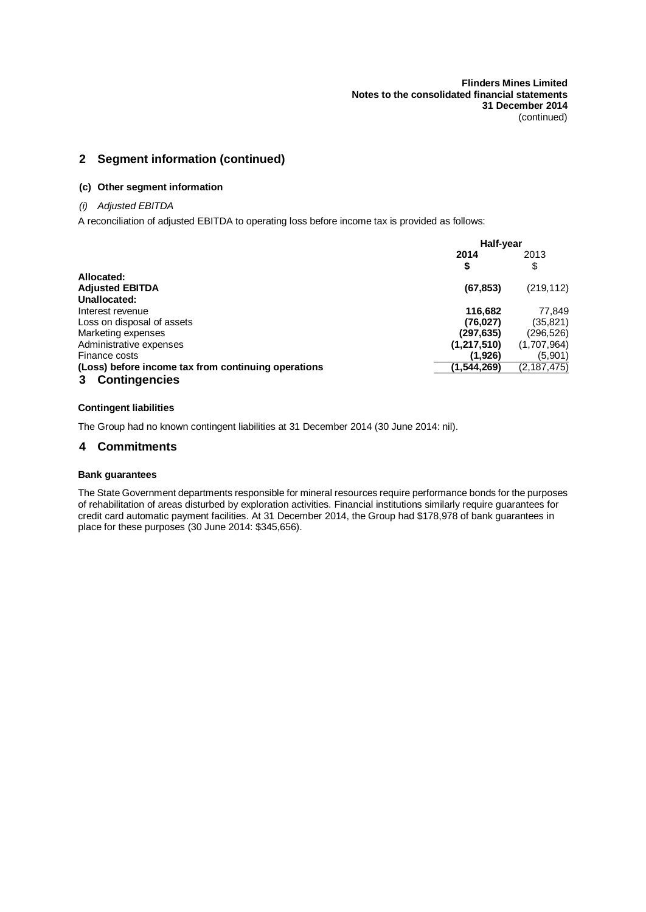## 2 Segment information (continued)

### (c) Other segment information

*(i) Adjusted EBITDA*

A reconciliation of adjusted EBITDA to operating loss before income tax is provided as follows:

| | Half-year | |
|---|---|---|
| | **2014** | 2013 |
| | **$** | $ |
| **Allocated:** | | |
| **Adjusted EBITDA** | **(67,853)** | (219,112) |
| **Unallocated:** | | |
| Interest revenue | **116,682** | 77,849 |
| Loss on disposal of assets | **(76,027)** | (35,821) |
| Marketing expenses | **(297,635)** | (296,526) |
| Administrative expenses | **(1,217,510)** | (1,707,964) |
| Finance costs | **(1,926)** | (5,901) |
| **(Loss) before income tax from continuing operations** | **(1,544,269)** | (2,187,475) |

## 3 Contingencies

#### Contingent liabilities

The Group had no known contingent liabilities at 31 December 2014 (30 June 2014: nil).

## 4 Commitments

#### Bank guarantees

The State Government departments responsible for mineral resources require performance bonds for the purposes of rehabilitation of areas disturbed by exploration activities. Financial institutions similarly require guarantees for credit card automatic payment facilities. At 31 December 2014, the Group had $178,978 of bank guarantees in place for these purposes (30 June 2014: $345,656).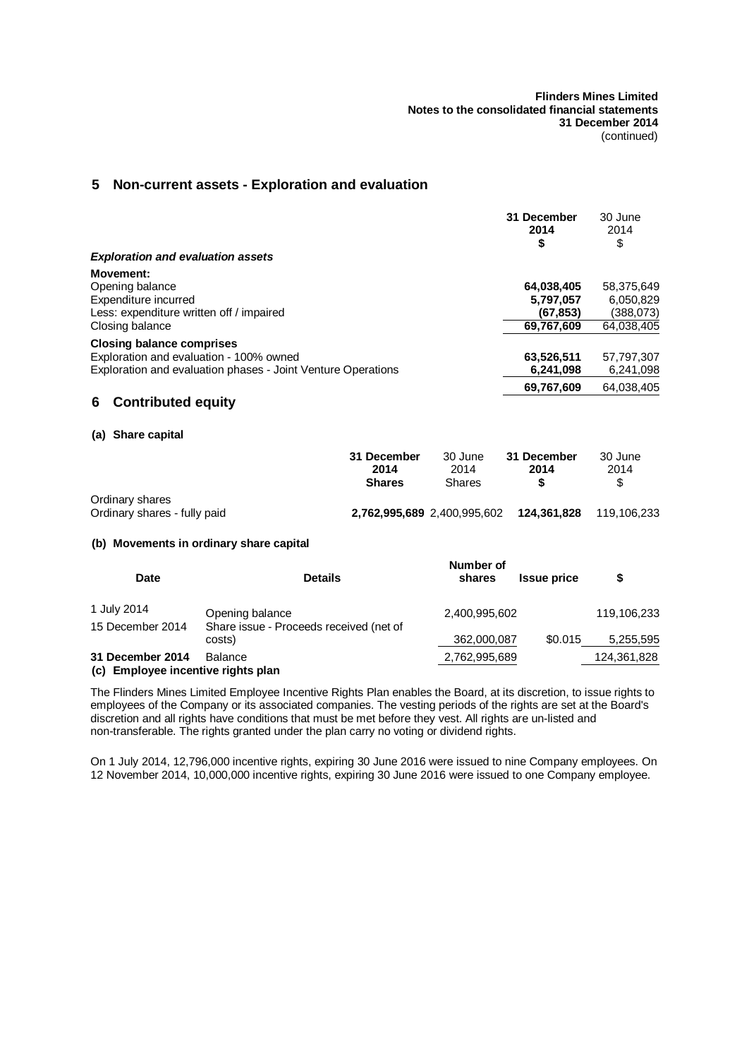## 5 Non-current assets - Exploration and evaluation

| | 31 December 2014 $ | 30 June 2014 $ |
|---|---|---|
| ***Exploration and evaluation assets*** | | |
| **Movement:** | | |
| Opening balance | **64,038,405** | 58,375,649 |
| Expenditure incurred | **5,797,057** | 6,050,829 |
| Less: expenditure written off / impaired | **(67,853)** | (388,073) |
| Closing balance | **69,767,609** | 64,038,405 |
| **Closing balance comprises** | | |
| Exploration and evaluation - 100% owned | **63,526,511** | 57,797,307 |
| Exploration and evaluation phases - Joint Venture Operations | **6,241,098** | 6,241,098 |
| | **69,767,609** | 64,038,405 |

## 6 Contributed equity

### (a) Share capital

| | 31 December 2014 Shares | 30 June 2014 Shares | 31 December 2014 $ | 30 June 2014 $ |
|---|---|---|---|---|
| Ordinary shares | | | | |
| Ordinary shares - fully paid | **2,762,995,689** | 2,400,995,602 | **124,361,828** | 119,106,233 |

### (b) Movements in ordinary share capital

| Date | Details | Number of shares | Issue price | $ |
|---|---|---|---|---|
| 1 July 2014 | Opening balance | 2,400,995,602 | | 119,106,233 |
| 15 December 2014 | Share issue - Proceeds received (net of costs) | 362,000,087 | $0.015 | 5,255,595 |
| **31 December 2014** | Balance | 2,762,995,689 | | 124,361,828 |

### (c) Employee incentive rights plan

The Flinders Mines Limited Employee Incentive Rights Plan enables the Board, at its discretion, to issue rights to employees of the Company or its associated companies. The vesting periods of the rights are set at the Board's discretion and all rights have conditions that must be met before they vest. All rights are un-listed and non-transferable. The rights granted under the plan carry no voting or dividend rights.

On 1 July 2014, 12,796,000 incentive rights, expiring 30 June 2016 were issued to nine Company employees. On 12 November 2014, 10,000,000 incentive rights, expiring 30 June 2016 were issued to one Company employee.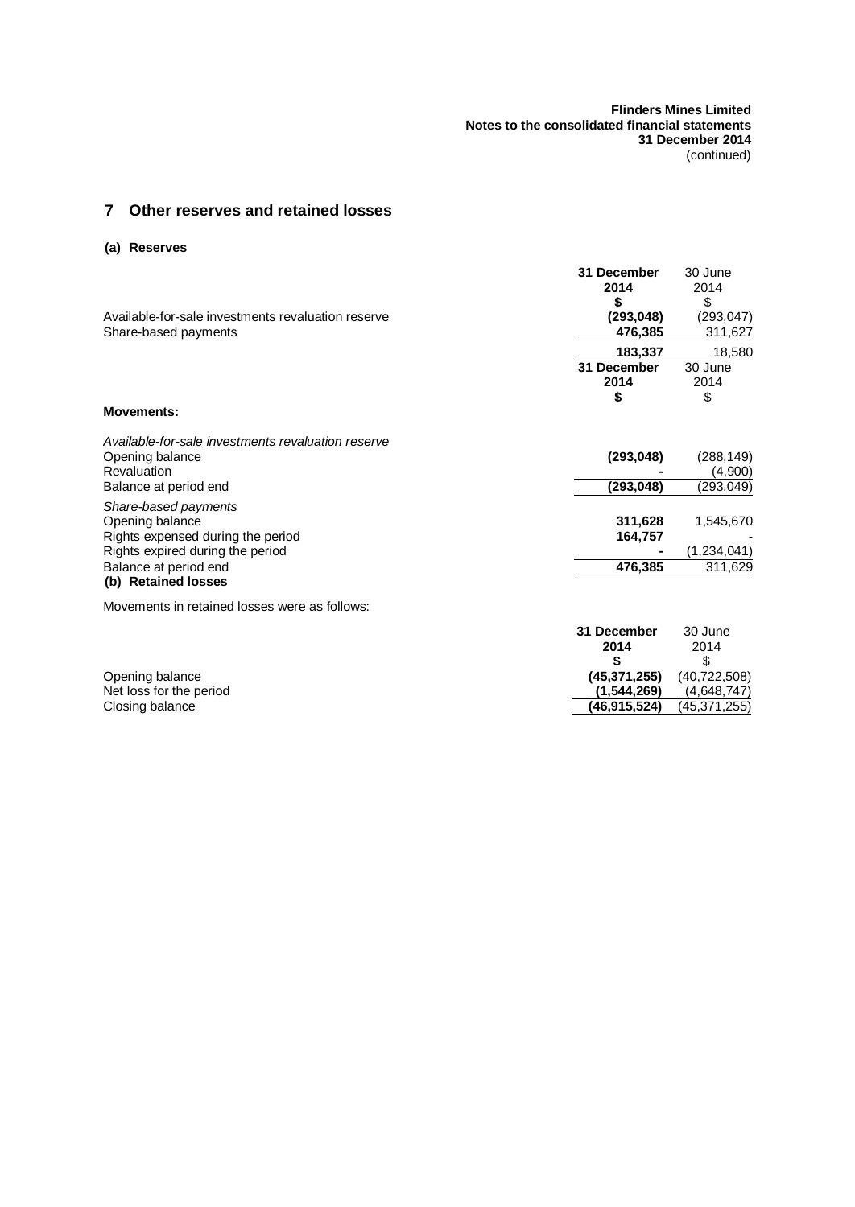## 7 Other reserves and retained losses

### (a) Reserves

| | 31 December 2014 $ | 30 June 2014 $ |
|---|---|---|
| Available-for-sale investments revaluation reserve | **(293,048)** | (293,047) |
| Share-based payments | **476,385** | 311,627 |
| | **183,337** | 18,580 |

| | 31 December 2014 $ | 30 June 2014 $ |
|---|---|---|
| **Movements:** | | |
| *Available-for-sale investments revaluation reserve* | | |
| Opening balance | **(293,048)** | (288,149) |
| Revaluation | **-** | (4,900) |
| Balance at period end | **(293,048)** | (293,049) |
| *Share-based payments* | | |
| Opening balance | **311,628** | 1,545,670 |
| Rights expensed during the period | **164,757** | - |
| Rights expired during the period | **-** | (1,234,041) |
| Balance at period end | **476,385** | 311,629 |

### (b) Retained losses

Movements in retained losses were as follows:

| | 31 December 2014 $ | 30 June 2014 $ |
|---|---|---|
| Opening balance | **(45,371,255)** | (40,722,508) |
| Net loss for the period | **(1,544,269)** | (4,648,747) |
| Closing balance | **(46,915,524)** | (45,371,255) |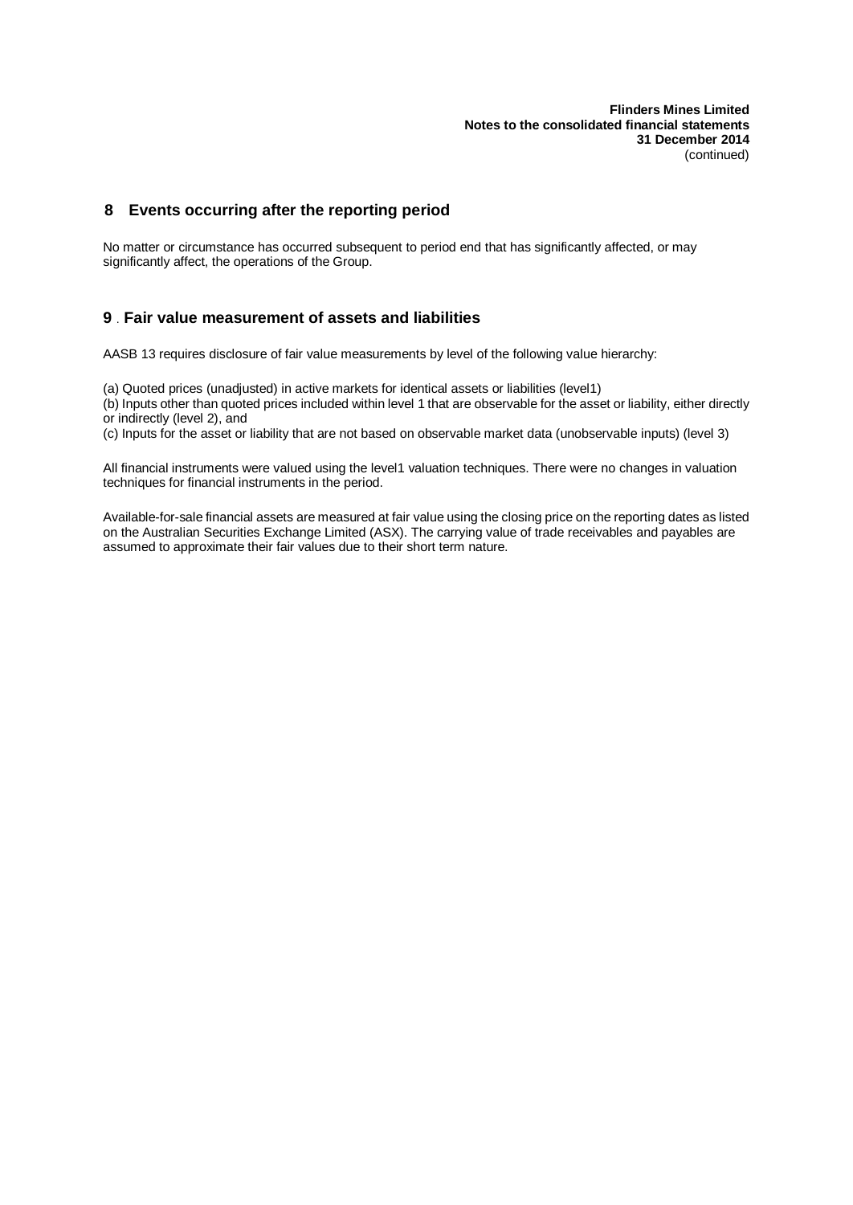## 8 Events occurring after the reporting period

No matter or circumstance has occurred subsequent to period end that has significantly affected, or may significantly affect, the operations of the Group.

## 9 . Fair value measurement of assets and liabilities

AASB 13 requires disclosure of fair value measurements by level of the following value hierarchy:

(a) Quoted prices (unadjusted) in active markets for identical assets or liabilities (level1)
(b) Inputs other than quoted prices included within level 1 that are observable for the asset or liability, either directly or indirectly (level 2), and
(c) Inputs for the asset or liability that are not based on observable market data (unobservable inputs) (level 3)

All financial instruments were valued using the level1 valuation techniques. There were no changes in valuation techniques for financial instruments in the period.

Available-for-sale financial assets are measured at fair value using the closing price on the reporting dates as listed on the Australian Securities Exchange Limited (ASX). The carrying value of trade receivables and payables are assumed to approximate their fair values due to their short term nature.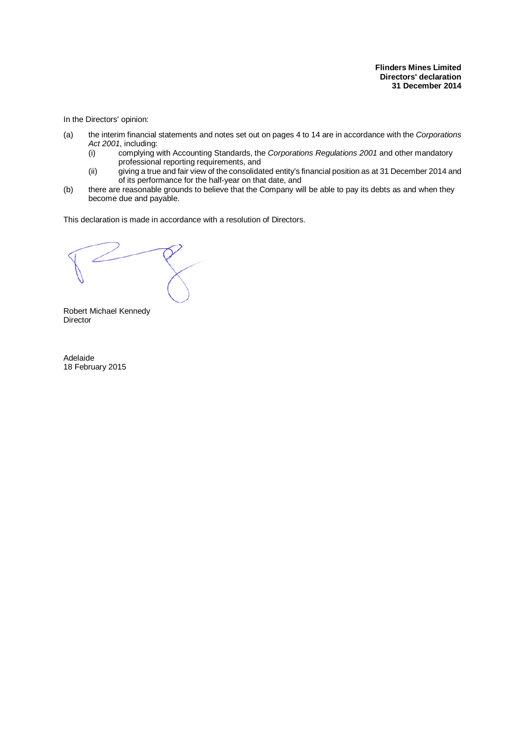**Flinders Mines Limited**
**Directors' declaration**
**31 December 2014**

In the Directors' opinion:

(a) the interim financial statements and notes set out on pages 4 to 14 are in accordance with the *Corporations Act 2001*, including:
   (i) complying with Accounting Standards, the *Corporations Regulations 2001* and other mandatory professional reporting requirements, and
   (ii) giving a true and fair view of the consolidated entity's financial position as at 31 December 2014 and of its performance for the half-year on that date, and

(b) there are reasonable grounds to believe that the Company will be able to pay its debts as and when they become due and payable.

This declaration is made in accordance with a resolution of Directors.

Robert Michael Kennedy
Director

Adelaide
18 February 2015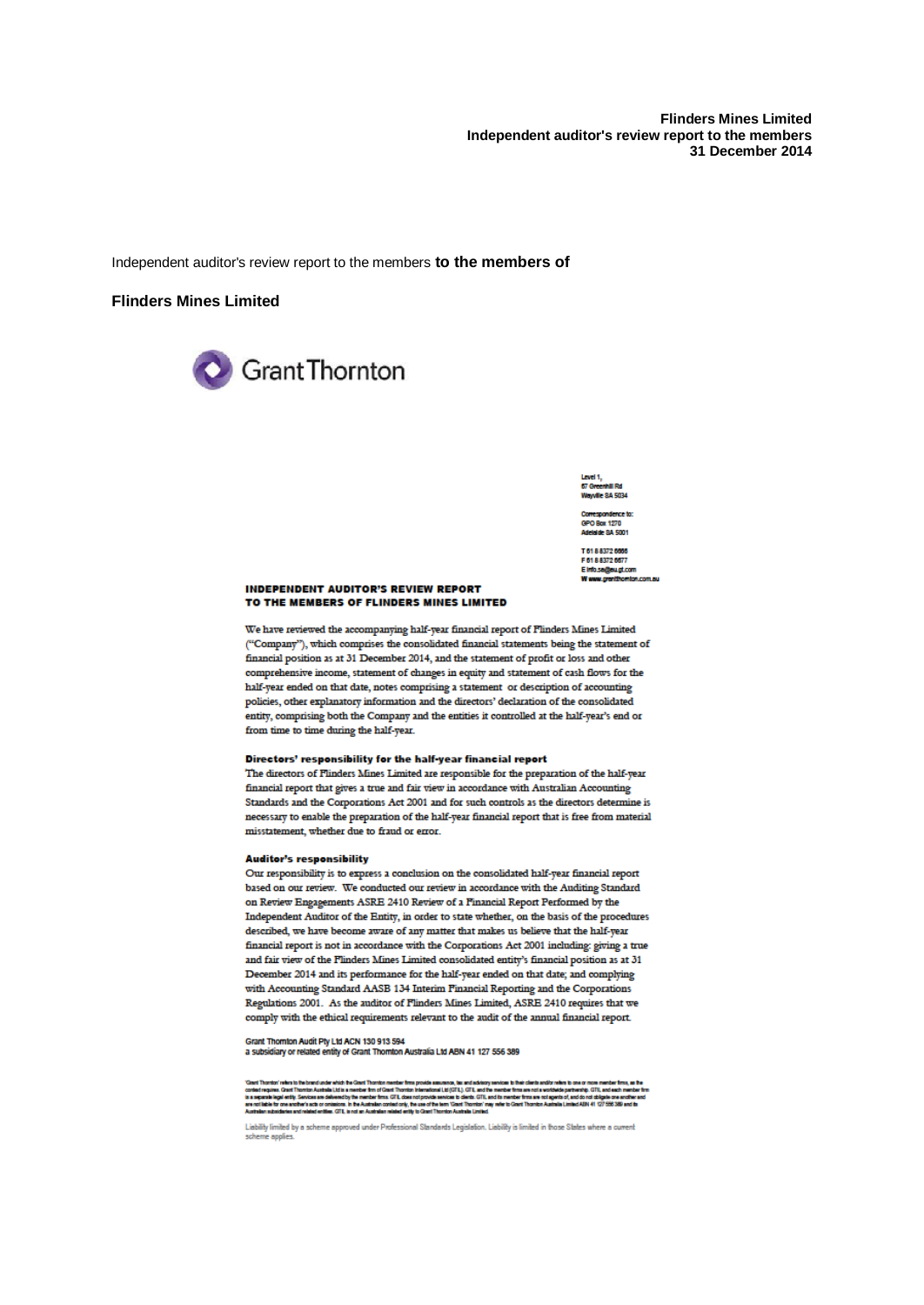Independent auditor's review report to the members **to the members of**

**Flinders Mines Limited**

Grant Thornton

Level 1,
67 Greenhill Rd
Wayville SA 5034

Correspondence to:
GPO Box 1270
Adelaide SA 5001

T 61 8 8372 6666
F 61 8 8372 6677
E info.sa@au.gt.com
W www.grantthornton.com.au

**INDEPENDENT AUDITOR'S REVIEW REPORT TO THE MEMBERS OF FLINDERS MINES LIMITED**

We have reviewed the accompanying half-year financial report of Flinders Mines Limited ("Company"), which comprises the consolidated financial statements being the statement of financial position as at 31 December 2014, and the statement of profit or loss and other comprehensive income, statement of changes in equity and statement of cash flows for the half-year ended on that date, notes comprising a statement or description of accounting policies, other explanatory information and the directors' declaration of the consolidated entity, comprising both the Company and the entities it controlled at the half-year's end or from time to time during the half-year.

**Directors' responsibility for the half-year financial report**

The directors of Flinders Mines Limited are responsible for the preparation of the half-year financial report that gives a true and fair view in accordance with Australian Accounting Standards and the Corporations Act 2001 and for such controls as the directors determine is necessary to enable the preparation of the half-year financial report that is free from material misstatement, whether due to fraud or error.

**Auditor's responsibility**

Our responsibility is to express a conclusion on the consolidated half-year financial report based on our review. We conducted our review in accordance with the Auditing Standard on Review Engagements ASRE 2410 Review of a Financial Report Performed by the Independent Auditor of the Entity, in order to state whether, on the basis of the procedures described, we have become aware of any matter that makes us believe that the half-year financial report is not in accordance with the Corporations Act 2001 including: giving a true and fair view of the Flinders Mines Limited consolidated entity's financial position as at 31 December 2014 and its performance for the half-year ended on that date; and complying with Accounting Standard AASB 134 Interim Financial Reporting and the Corporations Regulations 2001. As the auditor of Flinders Mines Limited, ASRE 2410 requires that we comply with the ethical requirements relevant to the audit of the annual financial report.

Grant Thornton Audit Pty Ltd ACN 130 913 594
a subsidiary or related entity of Grant Thornton Australia Ltd ABN 41 127 556 389

'Grant Thornton' refers to the brand under which the Grant Thornton member firms provide assurance, tax and advisory services to their clients and/or refers to one or more member firms, as the context requires. Grant Thornton Australia Ltd is a member firm of Grant Thornton International Ltd (GTIL). GTIL and the member firms are not a worldwide partnership. GTIL and each member firm is a separate legal entity. Services are delivered by the member firms. GTIL does not provide services to clients. GTIL and its member firms are not agents of, and do not obligate one another and are not liable for one another's acts or omissions. In the Australian context only, the use of the term 'Grant Thornton' may refer to Grant Thornton Australia Limited ABN 41 127 556 389 and its Australian subsidiaries and related entities. GTIL is not an Australian related entity to Grant Thornton Australia Limited.

Liability limited by a scheme approved under Professional Standards Legislation. Liability is limited in those States where a current scheme applies.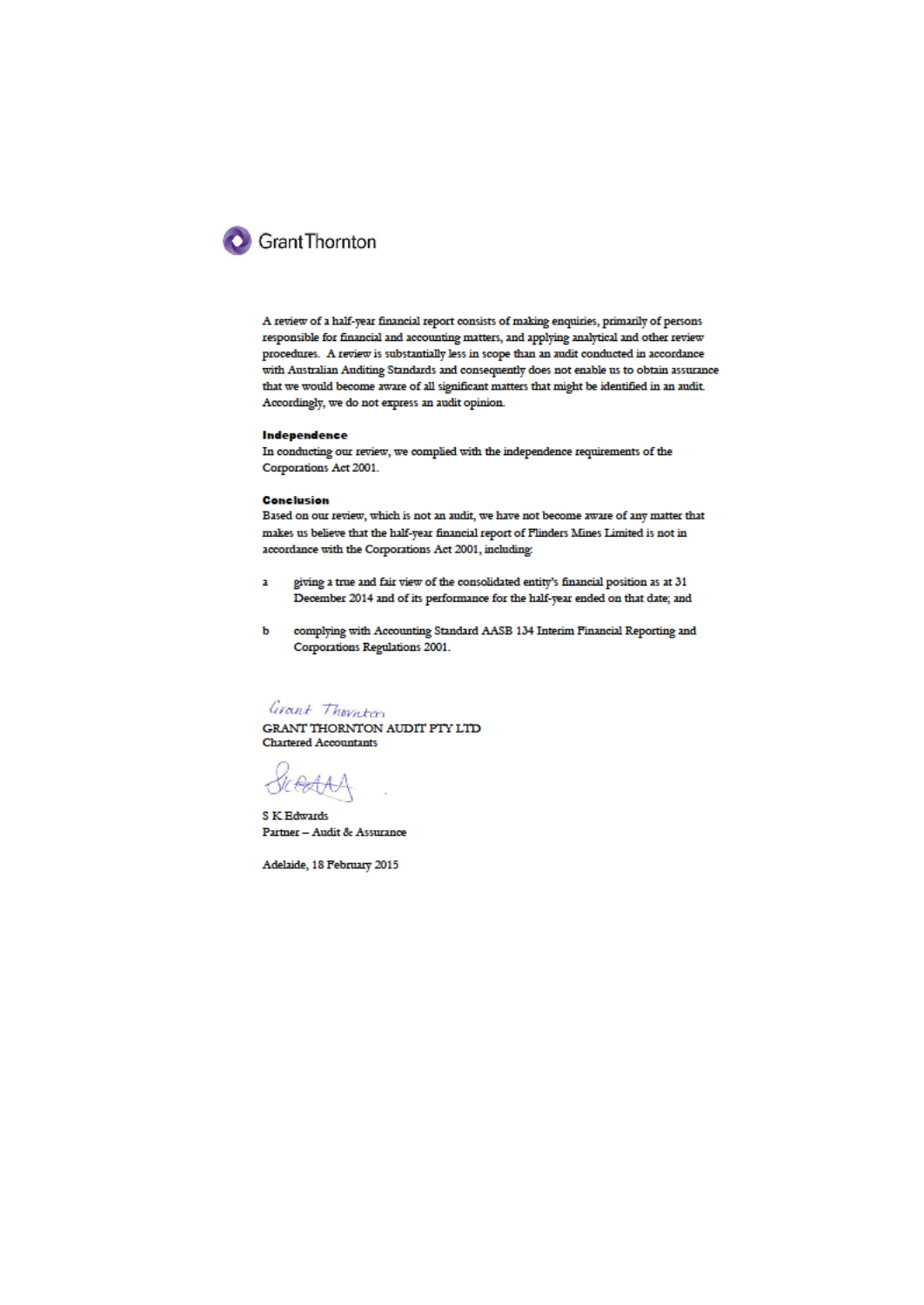Grant Thornton

A review of a half-year financial report consists of making enquiries, primarily of persons responsible for financial and accounting matters, and applying analytical and other review procedures. A review is substantially less in scope than an audit conducted in accordance with Australian Auditing Standards and consequently does not enable us to obtain assurance that we would become aware of all significant matters that might be identified in an audit. Accordingly, we do not express an audit opinion.

**Independence**

In conducting our review, we complied with the independence requirements of the Corporations Act 2001.

**Conclusion**

Based on our review, which is not an audit, we have not become aware of any matter that makes us believe that the half-year financial report of Flinders Mines Limited is not in accordance with the Corporations Act 2001, including:

a giving a true and fair view of the consolidated entity's financial position as at 31 December 2014 and of its performance for the half-year ended on that date; and

b complying with Accounting Standard AASB 134 Interim Financial Reporting and Corporations Regulations 2001.

*Grant Thornton*

GRANT THORNTON AUDIT PTY LTD
Chartered Accountants

S K Edwards
Partner – Audit & Assurance

Adelaide, 18 February 2015